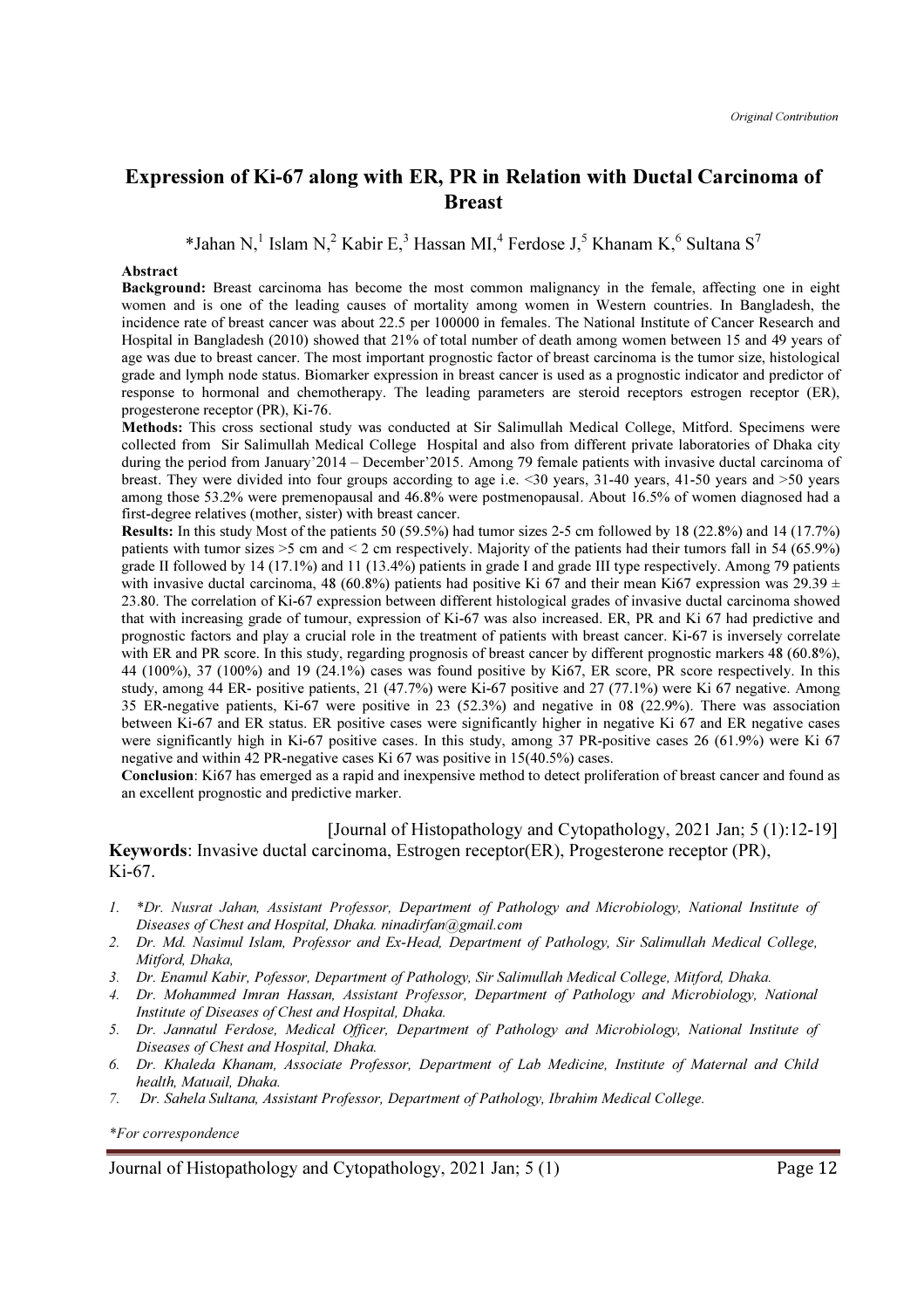*Original Contribution*

# Expression of Ki-67 along with ER, PR in Relation with Ductal Carcinoma of Breast

*Jahan N,[1] Islam N,[2] Kabir E,[3] Hassan MI,[4] Ferdose J,[5] Khanam K,[6] Sultana S[7]

**Abstract**

**Background:** Breast carcinoma has become the most common malignancy in the female, affecting one in eight women and is one of the leading causes of mortality among women in Western countries. In Bangladesh, the incidence rate of breast cancer was about 22.5 per 100000 in females. The National Institute of Cancer Research and Hospital in Bangladesh (2010) showed that 21% of total number of death among women between 15 and 49 years of age was due to breast cancer. The most important prognostic factor of breast carcinoma is the tumor size, histological grade and lymph node status. Biomarker expression in breast cancer is used as a prognostic indicator and predictor of response to hormonal and chemotherapy. The leading parameters are steroid receptors estrogen receptor (ER), progesterone receptor (PR), Ki-76.

**Methods:** This cross sectional study was conducted at Sir Salimullah Medical College, Mitford. Specimens were collected from Sir Salimullah Medical College Hospital and also from different private laboratories of Dhaka city during the period from January'2014 – December'2015. Among 79 female patients with invasive ductal carcinoma of breast. They were divided into four groups according to age i.e. <30 years, 31-40 years, 41-50 years and >50 years among those 53.2% were premenopausal and 46.8% were postmenopausal. About 16.5% of women diagnosed had a first-degree relatives (mother, sister) with breast cancer.

**Results:** In this study Most of the patients 50 (59.5%) had tumor sizes 2-5 cm followed by 18 (22.8%) and 14 (17.7%) patients with tumor sizes >5 cm and < 2 cm respectively. Majority of the patients had their tumors fall in 54 (65.9%) grade II followed by 14 (17.1%) and 11 (13.4%) patients in grade I and grade III type respectively. Among 79 patients with invasive ductal carcinoma, 48 (60.8%) patients had positive Ki 67 and their mean Ki67 expression was 29.39 ± 23.80. The correlation of Ki-67 expression between different histological grades of invasive ductal carcinoma showed that with increasing grade of tumour, expression of Ki-67 was also increased. ER, PR and Ki 67 had predictive and prognostic factors and play a crucial role in the treatment of patients with breast cancer. Ki-67 is inversely correlate with ER and PR score. In this study, regarding prognosis of breast cancer by different prognostic markers 48 (60.8%), 44 (100%), 37 (100%) and 19 (24.1%) cases was found positive by Ki67, ER score, PR score respectively. In this study, among 44 ER- positive patients, 21 (47.7%) were Ki-67 positive and 27 (77.1%) were Ki 67 negative. Among 35 ER-negative patients, Ki-67 were positive in 23 (52.3%) and negative in 08 (22.9%). There was association between Ki-67 and ER status. ER positive cases were significantly higher in negative Ki 67 and ER negative cases were significantly high in Ki-67 positive cases. In this study, among 37 PR-positive cases 26 (61.9%) were Ki 67 negative and within 42 PR-negative cases Ki 67 was positive in 15(40.5%) cases.

**Conclusion**: Ki67 has emerged as a rapid and inexpensive method to detect proliferation of breast cancer and found as an excellent prognostic and predictive marker.

[Journal of Histopathology and Cytopathology, 2021 Jan; 5 (1):12-19]

**Keywords**: Invasive ductal carcinoma, Estrogen receptor(ER), Progesterone receptor (PR), Ki-67.

1. *Dr. Nusrat Jahan, Assistant Professor, Department of Pathology and Microbiology, National Institute of Diseases of Chest and Hospital, Dhaka. ninadirfan@gmail.com*
2. *Dr. Md. Nasimul Islam, Professor and Ex-Head, Department of Pathology, Sir Salimullah Medical College, Mitford, Dhaka,*
3. *Dr. Enamul Kabir, Pofessor, Department of Pathology, Sir Salimullah Medical College, Mitford, Dhaka.*
4. *Dr. Mohammed Imran Hassan, Assistant Professor, Department of Pathology and Microbiology, National Institute of Diseases of Chest and Hospital, Dhaka.*
5. *Dr. Jannatul Ferdose, Medical Officer, Department of Pathology and Microbiology, National Institute of Diseases of Chest and Hospital, Dhaka.*
6. *Dr. Khaleda Khanam, Associate Professor, Department of Lab Medicine, Institute of Maternal and Child health, Matuail, Dhaka.*
7. *Dr. Sahela Sultana, Assistant Professor, Department of Pathology, Ibrahim Medical College.*

*\*For correspondence*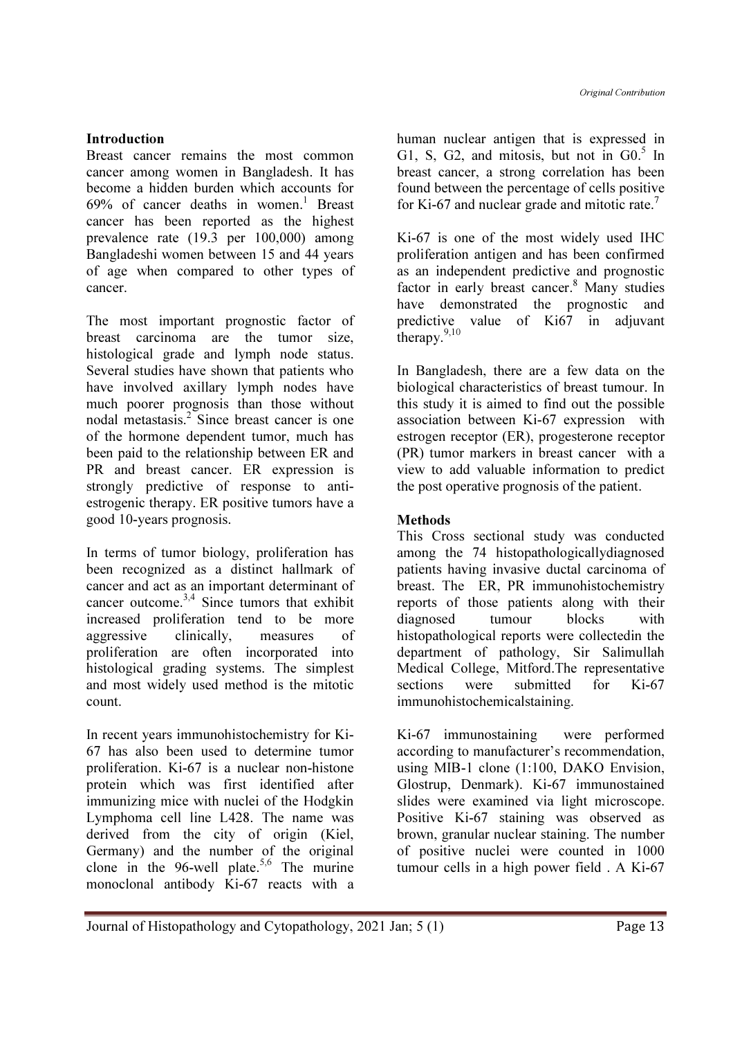## Introduction

Breast cancer remains the most common cancer among women in Bangladesh. It has become a hidden burden which accounts for 69% of cancer deaths in women.[1] Breast cancer has been reported as the highest prevalence rate (19.3 per 100,000) among Bangladeshi women between 15 and 44 years of age when compared to other types of cancer.

The most important prognostic factor of breast carcinoma are the tumor size, histological grade and lymph node status. Several studies have shown that patients who have involved axillary lymph nodes have much poorer prognosis than those without nodal metastasis.[2] Since breast cancer is one of the hormone dependent tumor, much has been paid to the relationship between ER and PR and breast cancer. ER expression is strongly predictive of response to anti-estrogenic therapy. ER positive tumors have a good 10-years prognosis.

In terms of tumor biology, proliferation has been recognized as a distinct hallmark of cancer and act as an important determinant of cancer outcome.[3,4] Since tumors that exhibit increased proliferation tend to be more aggressive clinically, measures of proliferation are often incorporated into histological grading systems. The simplest and most widely used method is the mitotic count.

In recent years immunohistochemistry for Ki-67 has also been used to determine tumor proliferation. Ki-67 is a nuclear non-histone protein which was first identified after immunizing mice with nuclei of the Hodgkin Lymphoma cell line L428. The name was derived from the city of origin (Kiel, Germany) and the number of the original clone in the 96-well plate.[5,6] The murine monoclonal antibody Ki-67 reacts with a human nuclear antigen that is expressed in G1, S, G2, and mitosis, but not in G0.[5] In breast cancer, a strong correlation has been found between the percentage of cells positive for Ki-67 and nuclear grade and mitotic rate.[7]

Ki-67 is one of the most widely used IHC proliferation antigen and has been confirmed as an independent predictive and prognostic factor in early breast cancer.[8] Many studies have demonstrated the prognostic and predictive value of Ki67 in adjuvant therapy.[9,10]

In Bangladesh, there are a few data on the biological characteristics of breast tumour. In this study it is aimed to find out the possible association between Ki-67 expression with estrogen receptor (ER), progesterone receptor (PR) tumor markers in breast cancer with a view to add valuable information to predict the post operative prognosis of the patient.

## Methods

This Cross sectional study was conducted among the 74 histopathologicallydiagnosed patients having invasive ductal carcinoma of breast. The ER, PR immunohistochemistry reports of those patients along with their diagnosed tumour blocks with histopathological reports were collectedin the department of pathology, Sir Salimullah Medical College, Mitford.The representative sections were submitted for Ki-67 immunohistochemicalstaining.

Ki-67 immunostaining were performed according to manufacturer's recommendation, using MIB-1 clone (1:100, DAKO Envision, Glostrup, Denmark). Ki-67 immunostained slides were examined via light microscope. Positive Ki-67 staining was observed as brown, granular nuclear staining. The number of positive nuclei were counted in 1000 tumour cells in a high power field . A Ki-67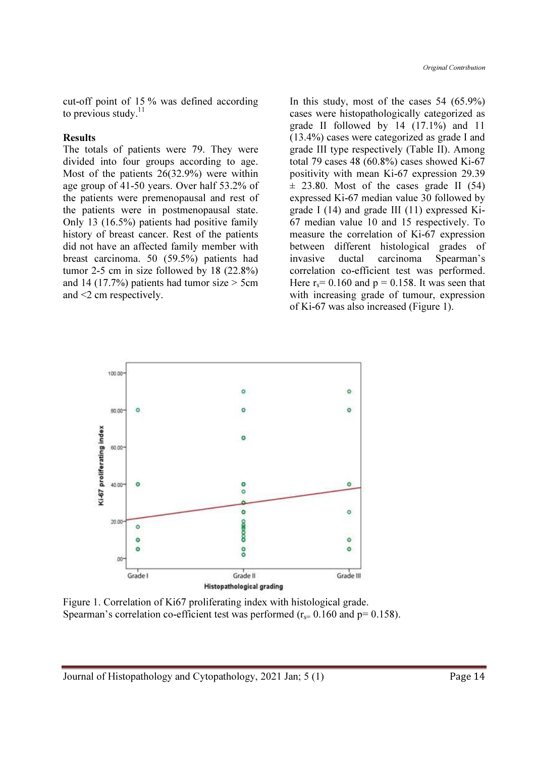cut-off point of 15 % was defined according to previous study.[11]

## Results

The totals of patients were 79. They were divided into four groups according to age. Most of the patients 26(32.9%) were within age group of 41-50 years. Over half 53.2% of the patients were premenopausal and rest of the patients were in postmenopausal state. Only 13 (16.5%) patients had positive family history of breast cancer. Rest of the patients did not have an affected family member with breast carcinoma. 50 (59.5%) patients had tumor 2-5 cm in size followed by 18 (22.8%) and 14 (17.7%) patients had tumor size > 5cm and <2 cm respectively.

In this study, most of the cases 54 (65.9%) cases were histopathologically categorized as grade II followed by 14 (17.1%) and 11 (13.4%) cases were categorized as grade I and grade III type respectively (Table II). Among total 79 cases 48 (60.8%) cases showed Ki-67 positivity with mean Ki-67 expression 29.39 ± 23.80. Most of the cases grade II (54) expressed Ki-67 median value 30 followed by grade I (14) and grade III (11) expressed Ki-67 median value 10 and 15 respectively. To measure the correlation of Ki-67 expression between different histological grades of invasive ductal carcinoma Spearman's correlation co-efficient test was performed. Here $r_s = 0.160$ and $p = 0.158$. It was seen that with increasing grade of tumour, expression of Ki-67 was also increased (Figure 1).

Figure 1. Correlation of Ki67 proliferating index with histological grade. Spearman's correlation co-efficient test was performed ($r_s = 0.160$ and $p = 0.158$).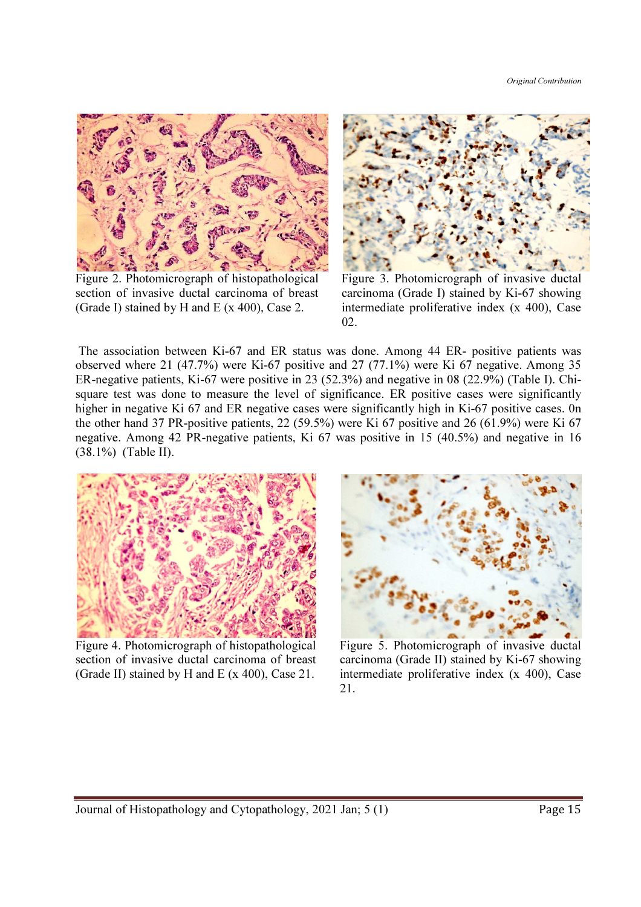Figure 2. Photomicrograph of histopathological section of invasive ductal carcinoma of breast (Grade I) stained by H and E (x 400), Case 2.

Figure 3. Photomicrograph of invasive ductal carcinoma (Grade I) stained by Ki-67 showing intermediate proliferative index (x 400), Case 02.

The association between Ki-67 and ER status was done. Among 44 ER- positive patients was observed where 21 (47.7%) were Ki-67 positive and 27 (77.1%) were Ki 67 negative. Among 35 ER-negative patients, Ki-67 were positive in 23 (52.3%) and negative in 08 (22.9%) (Table I). Chi-square test was done to measure the level of significance. ER positive cases were significantly higher in negative Ki 67 and ER negative cases were significantly high in Ki-67 positive cases. 0n the other hand 37 PR-positive patients, 22 (59.5%) were Ki 67 positive and 26 (61.9%) were Ki 67 negative. Among 42 PR-negative patients, Ki 67 was positive in 15 (40.5%) and negative in 16 (38.1%) (Table II).

Figure 4. Photomicrograph of histopathological section of invasive ductal carcinoma of breast (Grade II) stained by H and E (x 400), Case 21.

Figure 5. Photomicrograph of invasive ductal carcinoma (Grade II) stained by Ki-67 showing intermediate proliferative index (x 400), Case 21.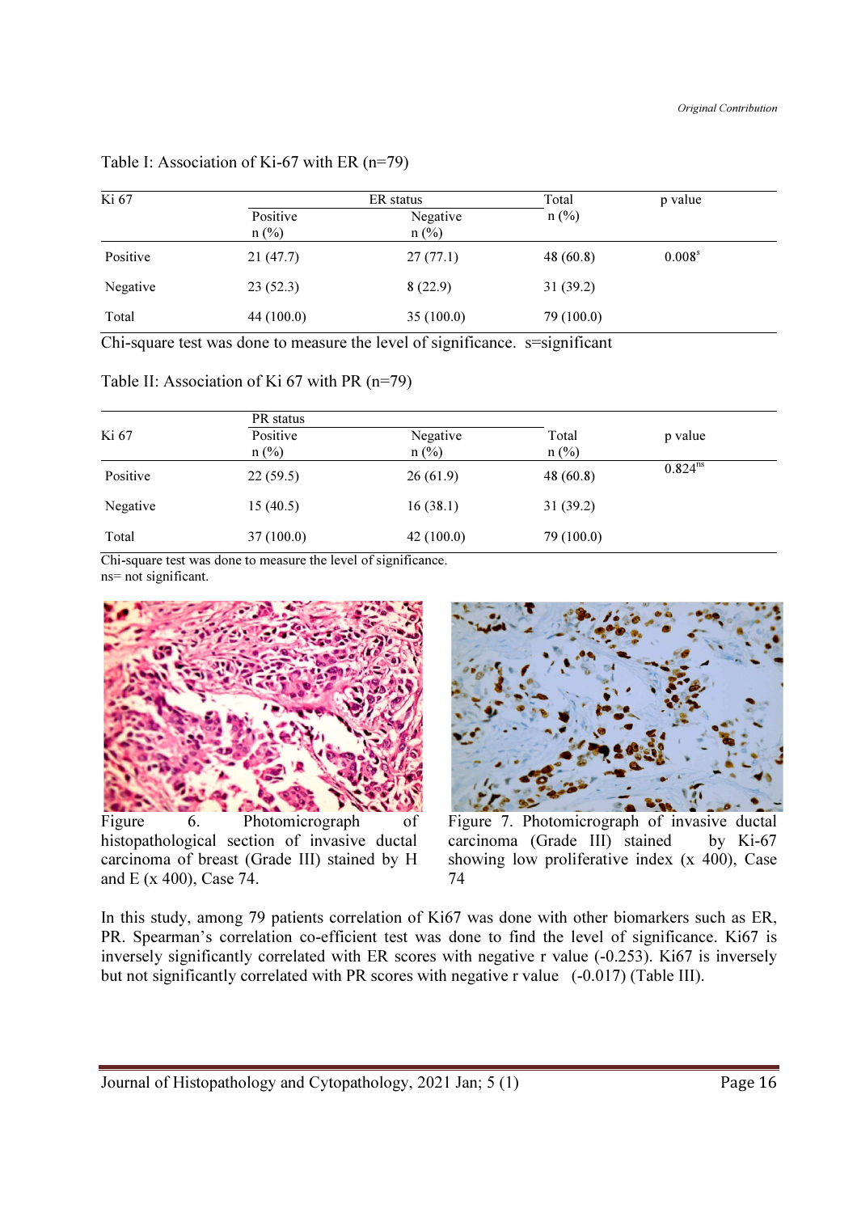Table I: Association of Ki-67 with ER (n=79)

| Ki 67 | ER status | | Total | p value |
|---|---|---|---|---|
| | Positive n (%) | Negative n (%) | n (%) | |
| Positive | 21 (47.7) | 27 (77.1) | 48 (60.8) | 0.008[s] |
| Negative | 23 (52.3) | 8 (22.9) | 31 (39.2) | |
| Total | 44 (100.0) | 35 (100.0) | 79 (100.0) | |

Chi-square test was done to measure the level of significance. s=significant

Table II: Association of Ki 67 with PR (n=79)

| Ki 67 | PR status | | Total | p value |
|---|---|---|---|---|
| | Positive n (%) | Negative n (%) | n (%) | |
| Positive | 22 (59.5) | 26 (61.9) | 48 (60.8) | 0.824[ns] |
| Negative | 15 (40.5) | 16 (38.1) | 31 (39.2) | |
| Total | 37 (100.0) | 42 (100.0) | 79 (100.0) | |

Chi-square test was done to measure the level of significance.
ns= not significant.

Figure 6. Photomicrograph of histopathological section of invasive ductal carcinoma of breast (Grade III) stained by H and E (x 400), Case 74.

Figure 7. Photomicrograph of invasive ductal carcinoma (Grade III) stained by Ki-67 showing low proliferative index (x 400), Case 74

In this study, among 79 patients correlation of Ki67 was done with other biomarkers such as ER, PR. Spearman's correlation co-efficient test was done to find the level of significance. Ki67 is inversely significantly correlated with ER scores with negative r value (-0.253). Ki67 is inversely but not significantly correlated with PR scores with negative r value (-0.017) (Table III).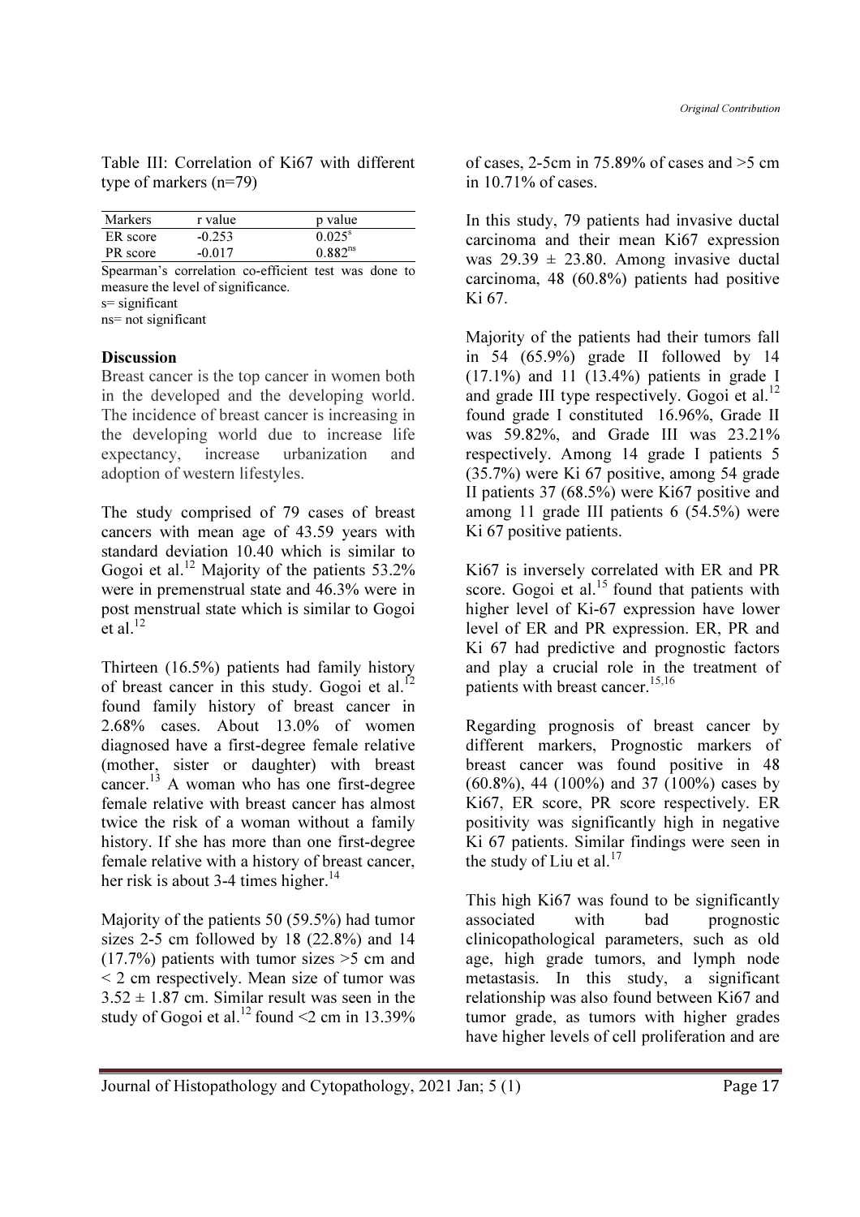Table III: Correlation of Ki67 with different type of markers (n=79)

| Markers | r value | p value |
|---|---|---|
| ER score | -0.253 | 0.025[s] |
| PR score | -0.017 | 0.882[ns] |

Spearman's correlation co-efficient test was done to measure the level of significance.
s= significant
ns= not significant

**Discussion**

Breast cancer is the top cancer in women both in the developed and the developing world. The incidence of breast cancer is increasing in the developing world due to increase life expectancy, increase urbanization and adoption of western lifestyles.

The study comprised of 79 cases of breast cancers with mean age of 43.59 years with standard deviation 10.40 which is similar to Gogoi et al.[12] Majority of the patients 53.2% were in premenstrual state and 46.3% were in post menstrual state which is similar to Gogoi et al.[12]

Thirteen (16.5%) patients had family history of breast cancer in this study. Gogoi et al.[12] found family history of breast cancer in 2.68% cases. About 13.0% of women diagnosed have a first-degree female relative (mother, sister or daughter) with breast cancer.[13] A woman who has one first-degree female relative with breast cancer has almost twice the risk of a woman without a family history. If she has more than one first-degree female relative with a history of breast cancer, her risk is about 3-4 times higher.[14]

Majority of the patients 50 (59.5%) had tumor sizes 2-5 cm followed by 18 (22.8%) and 14 (17.7%) patients with tumor sizes >5 cm and < 2 cm respectively. Mean size of tumor was 3.52 ± 1.87 cm. Similar result was seen in the study of Gogoi et al.[12] found <2 cm in 13.39% of cases, 2-5cm in 75.89% of cases and >5 cm in 10.71% of cases.

In this study, 79 patients had invasive ductal carcinoma and their mean Ki67 expression was 29.39 ± 23.80. Among invasive ductal carcinoma, 48 (60.8%) patients had positive Ki 67.

Majority of the patients had their tumors fall in 54 (65.9%) grade II followed by 14 (17.1%) and 11 (13.4%) patients in grade I and grade III type respectively. Gogoi et al.[12] found grade I constituted 16.96%, Grade II was 59.82%, and Grade III was 23.21% respectively. Among 14 grade I patients 5 (35.7%) were Ki 67 positive, among 54 grade II patients 37 (68.5%) were Ki67 positive and among 11 grade III patients 6 (54.5%) were Ki 67 positive patients.

Ki67 is inversely correlated with ER and PR score. Gogoi et al.[15] found that patients with higher level of Ki-67 expression have lower level of ER and PR expression. ER, PR and Ki 67 had predictive and prognostic factors and play a crucial role in the treatment of patients with breast cancer.[15,16]

Regarding prognosis of breast cancer by different markers, Prognostic markers of breast cancer was found positive in 48 (60.8%), 44 (100%) and 37 (100%) cases by Ki67, ER score, PR score respectively. ER positivity was significantly high in negative Ki 67 patients. Similar findings were seen in the study of Liu et al.[17]

This high Ki67 was found to be significantly associated with bad prognostic clinicopathological parameters, such as old age, high grade tumors, and lymph node metastasis. In this study, a significant relationship was also found between Ki67 and tumor grade, as tumors with higher grades have higher levels of cell proliferation and are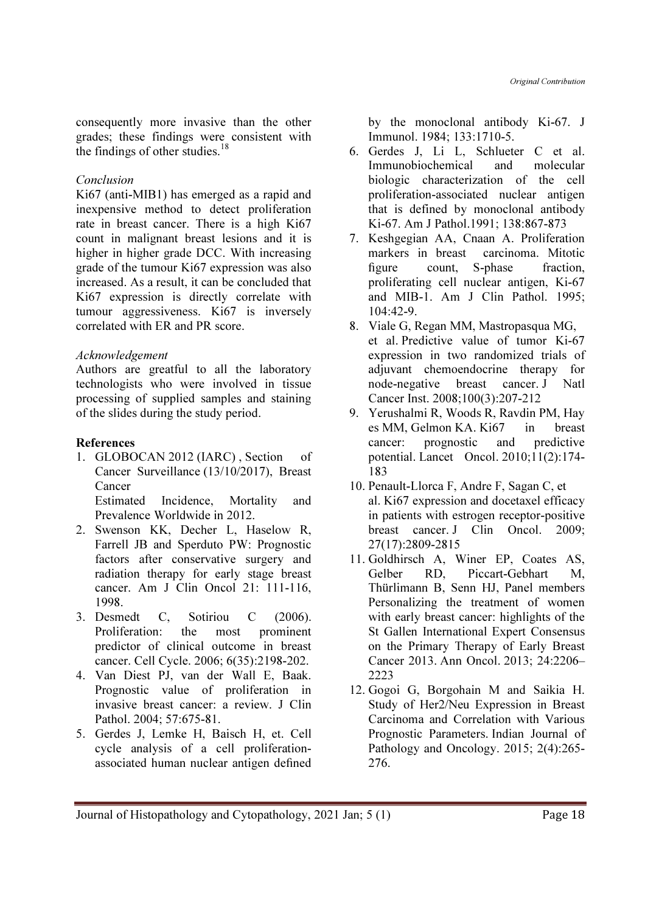consequently more invasive than the other grades; these findings were consistent with the findings of other studies.[18]

*Conclusion*

Ki67 (anti-MIB1) has emerged as a rapid and inexpensive method to detect proliferation rate in breast cancer. There is a high Ki67 count in malignant breast lesions and it is higher in higher grade DCC. With increasing grade of the tumour Ki67 expression was also increased. As a result, it can be concluded that Ki67 expression is directly correlate with tumour aggressiveness. Ki67 is inversely correlated with ER and PR score.

*Acknowledgement*

Authors are greatful to all the laboratory technologists who were involved in tissue processing of supplied samples and staining of the slides during the study period.

**References**

1. GLOBOCAN 2012 (IARC) , Section of Cancer Surveillance (13/10/2017), Breast Cancer
   Estimated Incidence, Mortality and Prevalence Worldwide in 2012.
2. Swenson KK, Decher L, Haselow R, Farrell JB and Sperduto PW: Prognostic factors after conservative surgery and radiation therapy for early stage breast cancer. Am J Clin Oncol 21: 111-116, 1998.
3. Desmedt C, Sotiriou C (2006). Proliferation: the most prominent predictor of clinical outcome in breast cancer. Cell Cycle. 2006; 6(35):2198-202.
4. Van Diest PJ, van der Wall E, Baak. Prognostic value of proliferation in invasive breast cancer: a review. J Clin Pathol. 2004; 57:675-81.
5. Gerdes J, Lemke H, Baisch H, et. Cell cycle analysis of a cell proliferation-associated human nuclear antigen defined by the monoclonal antibody Ki-67. J Immunol. 1984; 133:1710-5.
6. Gerdes J, Li L, Schlueter C et al. Immunobiochemical and molecular biologic characterization of the cell proliferation-associated nuclear antigen that is defined by monoclonal antibody Ki-67. Am J Pathol.1991; 138:867-873
7. Keshgegian AA, Cnaan A. Proliferation markers in breast carcinoma. Mitotic figure count, S-phase fraction, proliferating cell nuclear antigen, Ki-67 and MIB-1. Am J Clin Pathol. 1995; 104:42-9.
8. Viale G, Regan MM, Mastropasqua MG, et al. Predictive value of tumor Ki-67 expression in two randomized trials of adjuvant chemoendocrine therapy for node-negative breast cancer. J Natl Cancer Inst. 2008;100(3):207-212
9. Yerushalmi R, Woods R, Ravdin PM, Hayes MM, Gelmon KA. Ki67 in breast cancer: prognostic and predictive potential. Lancet Oncol. 2010;11(2):174-183
10. Penault-Llorca F, Andre F, Sagan C, et al. Ki67 expression and docetaxel efficacy in patients with estrogen receptor-positive breast cancer. J Clin Oncol. 2009; 27(17):2809-2815
11. Goldhirsch A, Winer EP, Coates AS, Gelber RD, Piccart-Gebhart M, Thürlimann B, Senn HJ, Panel members Personalizing the treatment of women with early breast cancer: highlights of the St Gallen International Expert Consensus on the Primary Therapy of Early Breast Cancer 2013. Ann Oncol. 2013; 24:2206–2223
12. Gogoi G, Borgohain M and Saikia H. Study of Her2/Neu Expression in Breast Carcinoma and Correlation with Various Prognostic Parameters. Indian Journal of Pathology and Oncology. 2015; 2(4):265-276.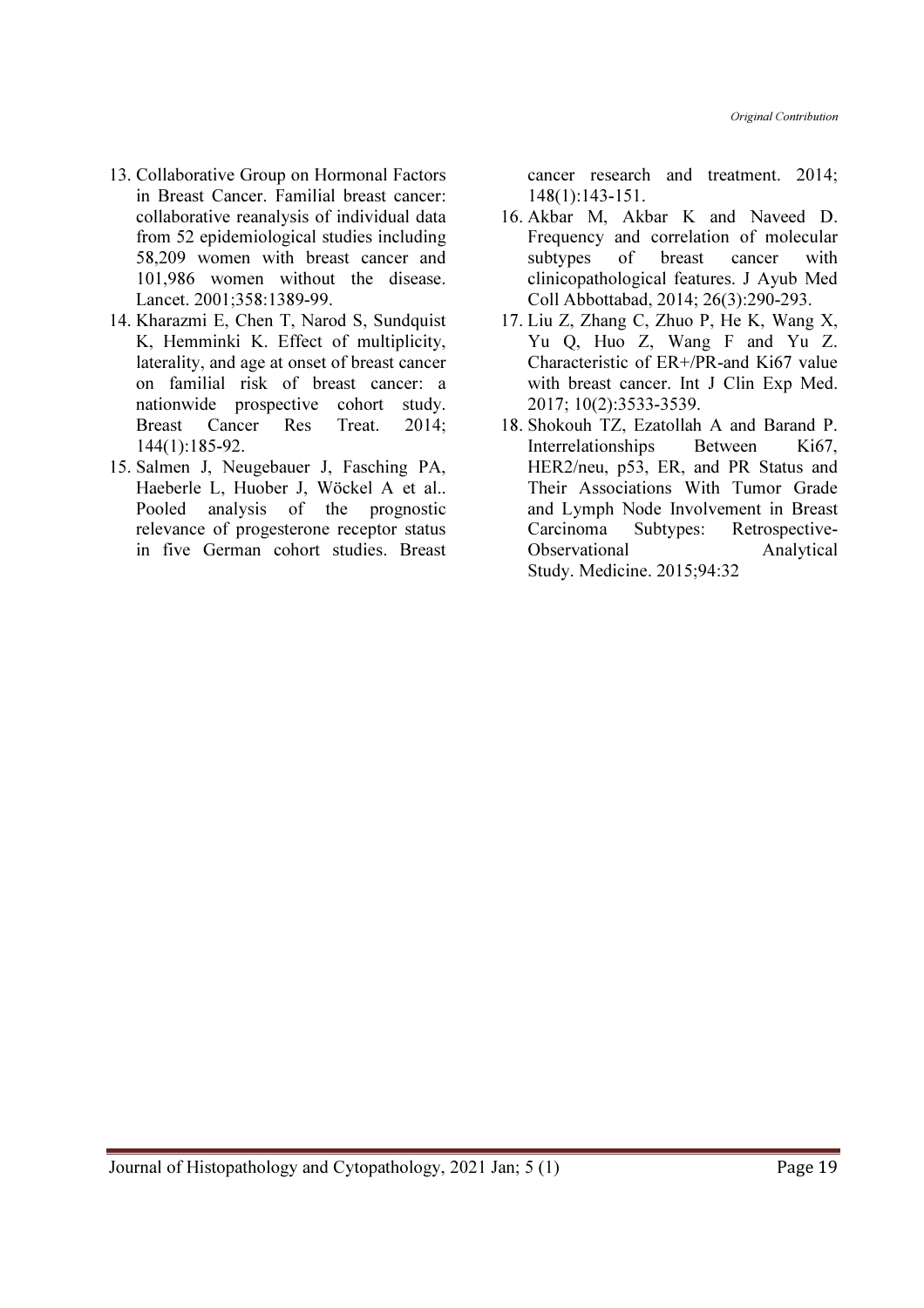13. Collaborative Group on Hormonal Factors in Breast Cancer. Familial breast cancer: collaborative reanalysis of individual data from 52 epidemiological studies including 58,209 women with breast cancer and 101,986 women without the disease. Lancet. 2001;358:1389-99.
14. Kharazmi E, Chen T, Narod S, Sundquist K, Hemminki K. Effect of multiplicity, laterality, and age at onset of breast cancer on familial risk of breast cancer: a nationwide prospective cohort study. Breast Cancer Res Treat. 2014; 144(1):185-92.
15. Salmen J, Neugebauer J, Fasching PA, Haeberle L, Huober J, Wöckel A et al.. Pooled analysis of the prognostic relevance of progesterone receptor status in five German cohort studies. Breast cancer research and treatment. 2014; 148(1):143-151.
16. Akbar M, Akbar K and Naveed D. Frequency and correlation of molecular subtypes of breast cancer with clinicopathological features. J Ayub Med Coll Abbottabad, 2014; 26(3):290-293.
17. Liu Z, Zhang C, Zhuo P, He K, Wang X, Yu Q, Huo Z, Wang F and Yu Z. Characteristic of ER+/PR-and Ki67 value with breast cancer. Int J Clin Exp Med. 2017; 10(2):3533-3539.
18. Shokouh TZ, Ezatollah A and Barand P. Interrelationships Between Ki67, HER2/neu, p53, ER, and PR Status and Their Associations With Tumor Grade and Lymph Node Involvement in Breast Carcinoma Subtypes: Retrospective-Observational Analytical Study. Medicine. 2015;94:32